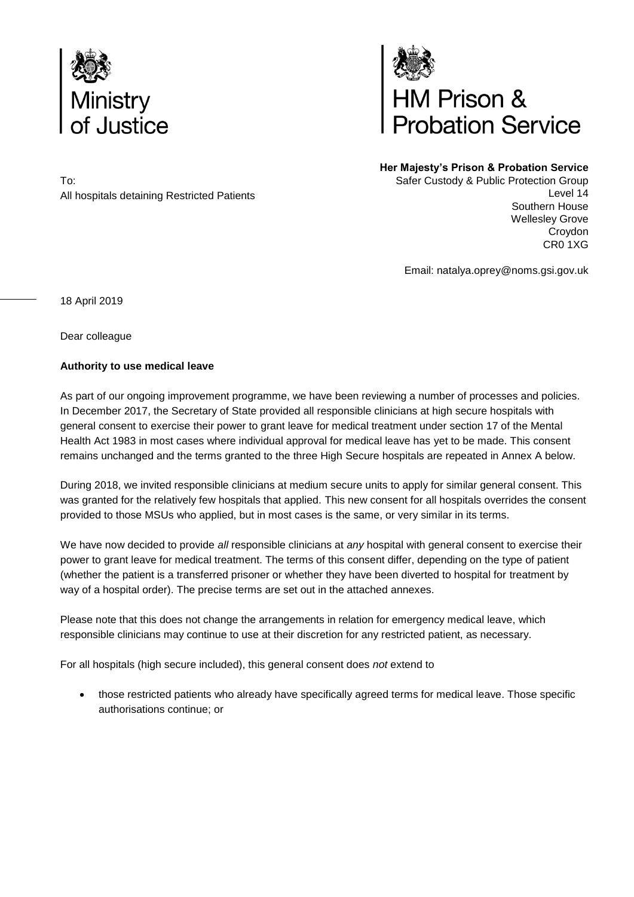Ministry of Justice

HM Prison & Probation Service

**Her Majesty's Prison & Probation Service**
Safer Custody & Public Protection Group
Level 14
Southern House
Wellesley Grove
Croydon
CR0 1XG

Email: natalya.oprey@noms.gsi.gov.uk

To:
All hospitals detaining Restricted Patients

18 April 2019

Dear colleague

**Authority to use medical leave**

As part of our ongoing improvement programme, we have been reviewing a number of processes and policies. In December 2017, the Secretary of State provided all responsible clinicians at high secure hospitals with general consent to exercise their power to grant leave for medical treatment under section 17 of the Mental Health Act 1983 in most cases where individual approval for medical leave has yet to be made. This consent remains unchanged and the terms granted to the three High Secure hospitals are repeated in Annex A below.

During 2018, we invited responsible clinicians at medium secure units to apply for similar general consent. This was granted for the relatively few hospitals that applied. This new consent for all hospitals overrides the consent provided to those MSUs who applied, but in most cases is the same, or very similar in its terms.

We have now decided to provide *all* responsible clinicians at *any* hospital with general consent to exercise their power to grant leave for medical treatment. The terms of this consent differ, depending on the type of patient (whether the patient is a transferred prisoner or whether they have been diverted to hospital for treatment by way of a hospital order). The precise terms are set out in the attached annexes.

Please note that this does not change the arrangements in relation for emergency medical leave, which responsible clinicians may continue to use at their discretion for any restricted patient, as necessary.

For all hospitals (high secure included), this general consent does *not* extend to

- those restricted patients who already have specifically agreed terms for medical leave. Those specific authorisations continue; or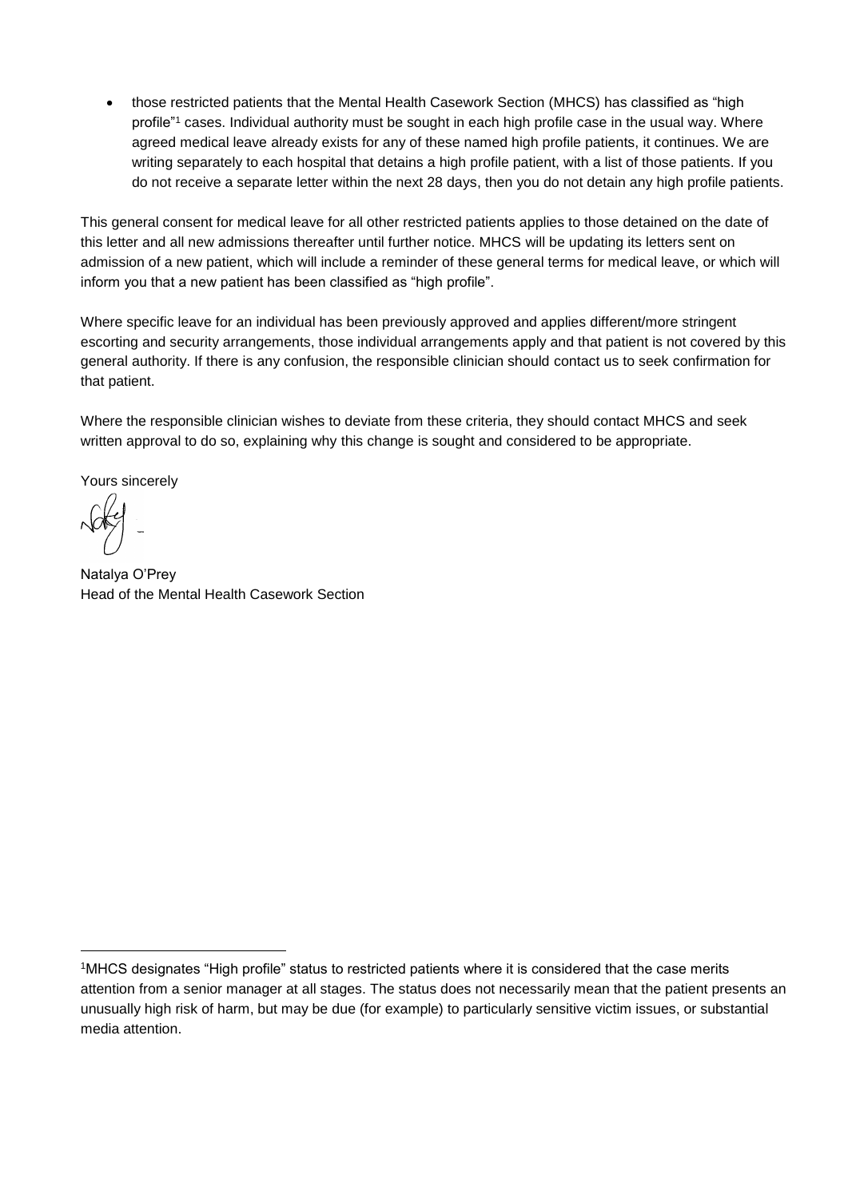- those restricted patients that the Mental Health Casework Section (MHCS) has classified as "high profile"[1] cases. Individual authority must be sought in each high profile case in the usual way. Where agreed medical leave already exists for any of these named high profile patients, it continues. We are writing separately to each hospital that detains a high profile patient, with a list of those patients. If you do not receive a separate letter within the next 28 days, then you do not detain any high profile patients.

This general consent for medical leave for all other restricted patients applies to those detained on the date of this letter and all new admissions thereafter until further notice. MHCS will be updating its letters sent on admission of a new patient, which will include a reminder of these general terms for medical leave, or which will inform you that a new patient has been classified as "high profile".

Where specific leave for an individual has been previously approved and applies different/more stringent escorting and security arrangements, those individual arrangements apply and that patient is not covered by this general authority. If there is any confusion, the responsible clinician should contact us to seek confirmation for that patient.

Where the responsible clinician wishes to deviate from these criteria, they should contact MHCS and seek written approval to do so, explaining why this change is sought and considered to be appropriate.

Yours sincerely

Natalya O'Prey
Head of the Mental Health Casework Section

---

[1] MHCS designates "High profile" status to restricted patients where it is considered that the case merits attention from a senior manager at all stages. The status does not necessarily mean that the patient presents an unusually high risk of harm, but may be due (for example) to particularly sensitive victim issues, or substantial media attention.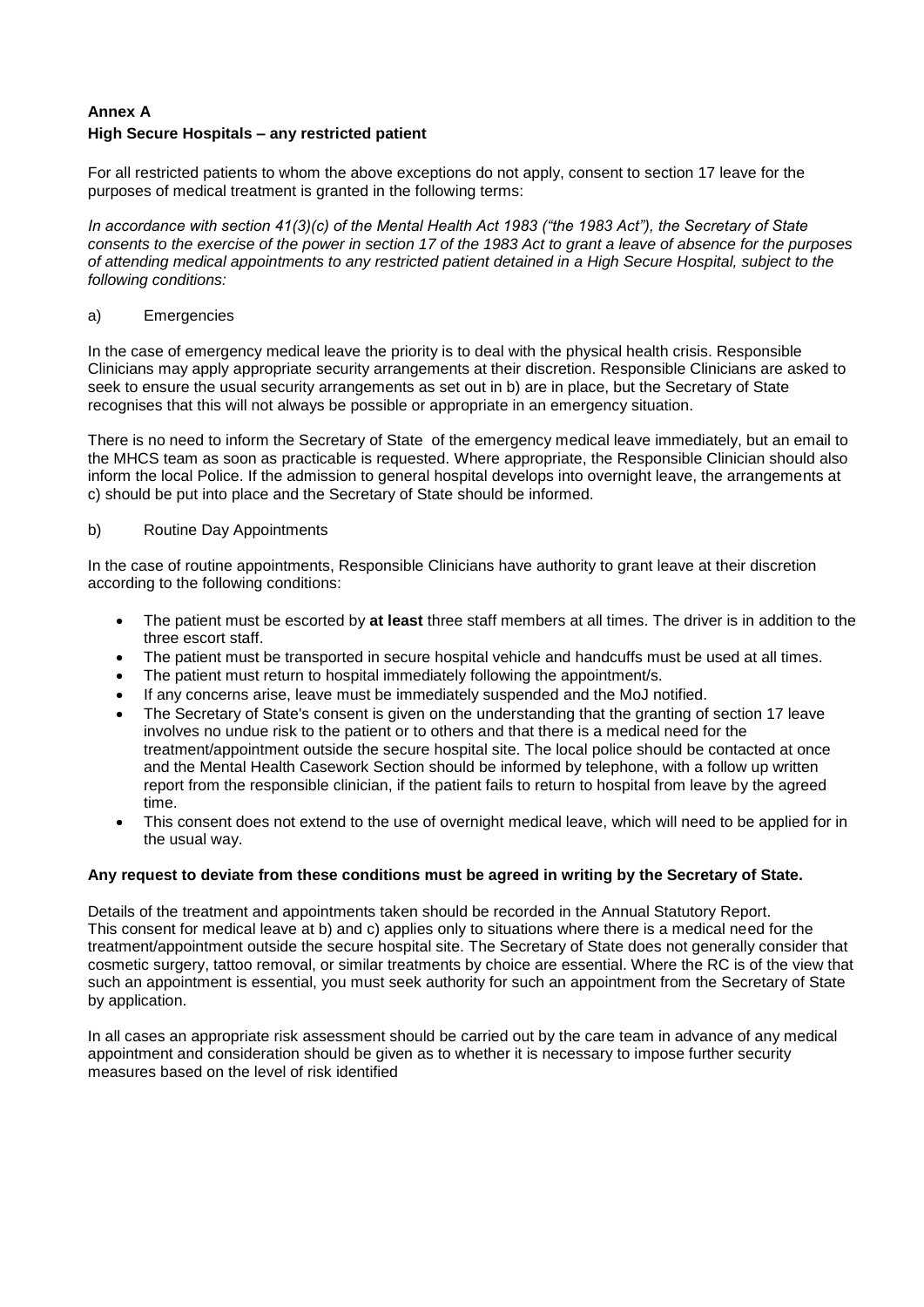**Annex A**

**High Secure Hospitals – any restricted patient**

For all restricted patients to whom the above exceptions do not apply, consent to section 17 leave for the purposes of medical treatment is granted in the following terms:

*In accordance with section 41(3)(c) of the Mental Health Act 1983 ("the 1983 Act"), the Secretary of State consents to the exercise of the power in section 17 of the 1983 Act to grant a leave of absence for the purposes of attending medical appointments to any restricted patient detained in a High Secure Hospital, subject to the following conditions:*

a) Emergencies

In the case of emergency medical leave the priority is to deal with the physical health crisis. Responsible Clinicians may apply appropriate security arrangements at their discretion. Responsible Clinicians are asked to seek to ensure the usual security arrangements as set out in b) are in place, but the Secretary of State recognises that this will not always be possible or appropriate in an emergency situation.

There is no need to inform the Secretary of State of the emergency medical leave immediately, but an email to the MHCS team as soon as practicable is requested. Where appropriate, the Responsible Clinician should also inform the local Police. If the admission to general hospital develops into overnight leave, the arrangements at c) should be put into place and the Secretary of State should be informed.

b) Routine Day Appointments

In the case of routine appointments, Responsible Clinicians have authority to grant leave at their discretion according to the following conditions:

- The patient must be escorted by **at least** three staff members at all times. The driver is in addition to the three escort staff.
- The patient must be transported in secure hospital vehicle and handcuffs must be used at all times.
- The patient must return to hospital immediately following the appointment/s.
- If any concerns arise, leave must be immediately suspended and the MoJ notified.
- The Secretary of State's consent is given on the understanding that the granting of section 17 leave involves no undue risk to the patient or to others and that there is a medical need for the treatment/appointment outside the secure hospital site. The local police should be contacted at once and the Mental Health Casework Section should be informed by telephone, with a follow up written report from the responsible clinician, if the patient fails to return to hospital from leave by the agreed time.
- This consent does not extend to the use of overnight medical leave, which will need to be applied for in the usual way.

**Any request to deviate from these conditions must be agreed in writing by the Secretary of State.**

Details of the treatment and appointments taken should be recorded in the Annual Statutory Report. This consent for medical leave at b) and c) applies only to situations where there is a medical need for the treatment/appointment outside the secure hospital site. The Secretary of State does not generally consider that cosmetic surgery, tattoo removal, or similar treatments by choice are essential. Where the RC is of the view that such an appointment is essential, you must seek authority for such an appointment from the Secretary of State by application.

In all cases an appropriate risk assessment should be carried out by the care team in advance of any medical appointment and consideration should be given as to whether it is necessary to impose further security measures based on the level of risk identified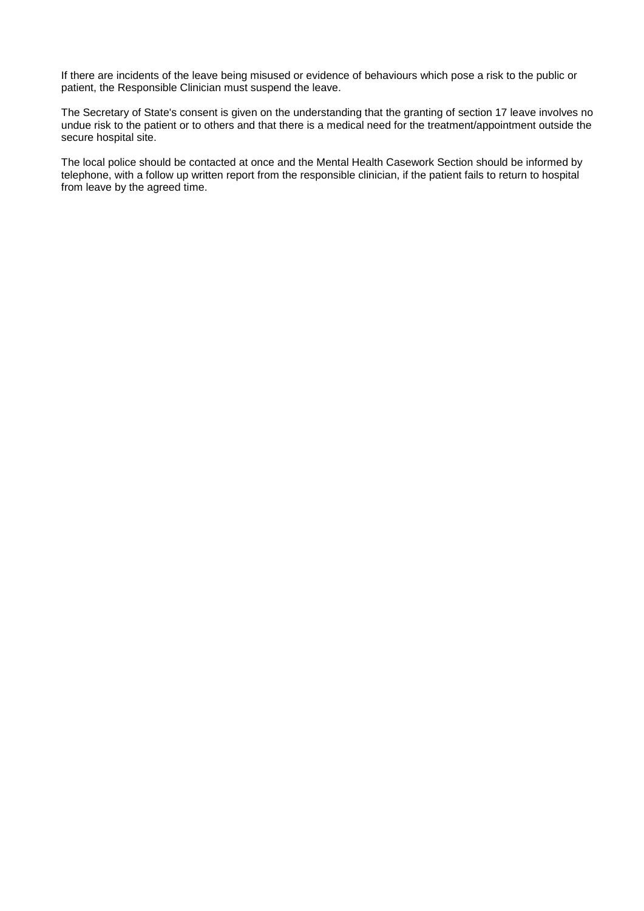If there are incidents of the leave being misused or evidence of behaviours which pose a risk to the public or patient, the Responsible Clinician must suspend the leave.

The Secretary of State's consent is given on the understanding that the granting of section 17 leave involves no undue risk to the patient or to others and that there is a medical need for the treatment/appointment outside the secure hospital site.

The local police should be contacted at once and the Mental Health Casework Section should be informed by telephone, with a follow up written report from the responsible clinician, if the patient fails to return to hospital from leave by the agreed time.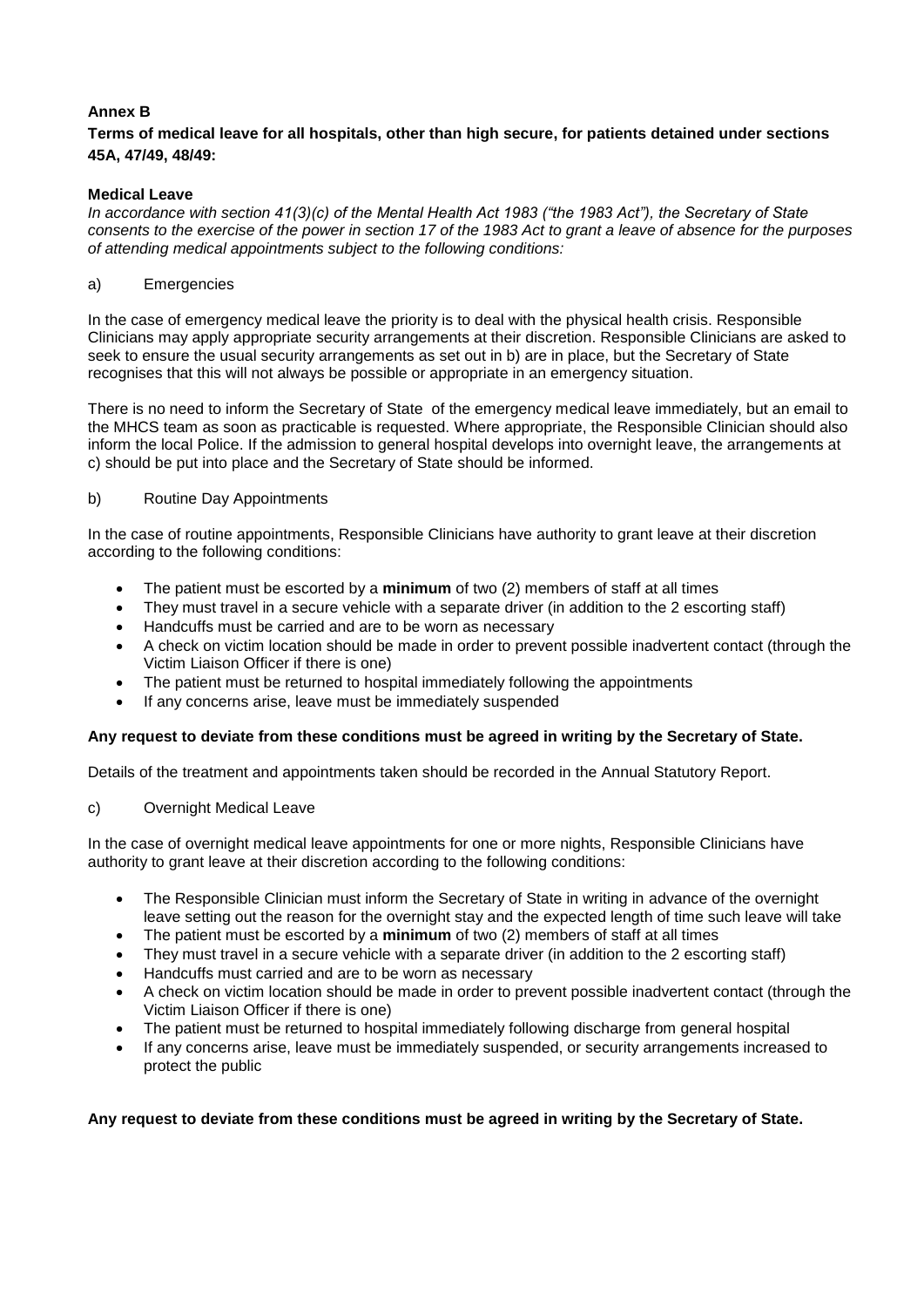**Annex B**

**Terms of medical leave for all hospitals, other than high secure, for patients detained under sections 45A, 47/49, 48/49:**

**Medical Leave**

*In accordance with section 41(3)(c) of the Mental Health Act 1983 ("the 1983 Act"), the Secretary of State consents to the exercise of the power in section 17 of the 1983 Act to grant a leave of absence for the purposes of attending medical appointments subject to the following conditions:*

a) Emergencies

In the case of emergency medical leave the priority is to deal with the physical health crisis. Responsible Clinicians may apply appropriate security arrangements at their discretion. Responsible Clinicians are asked to seek to ensure the usual security arrangements as set out in b) are in place, but the Secretary of State recognises that this will not always be possible or appropriate in an emergency situation.

There is no need to inform the Secretary of State of the emergency medical leave immediately, but an email to the MHCS team as soon as practicable is requested. Where appropriate, the Responsible Clinician should also inform the local Police. If the admission to general hospital develops into overnight leave, the arrangements at c) should be put into place and the Secretary of State should be informed.

b) Routine Day Appointments

In the case of routine appointments, Responsible Clinicians have authority to grant leave at their discretion according to the following conditions:

- The patient must be escorted by a **minimum** of two (2) members of staff at all times
- They must travel in a secure vehicle with a separate driver (in addition to the 2 escorting staff)
- Handcuffs must be carried and are to be worn as necessary
- A check on victim location should be made in order to prevent possible inadvertent contact (through the Victim Liaison Officer if there is one)
- The patient must be returned to hospital immediately following the appointments
- If any concerns arise, leave must be immediately suspended

**Any request to deviate from these conditions must be agreed in writing by the Secretary of State.**

Details of the treatment and appointments taken should be recorded in the Annual Statutory Report.

c) Overnight Medical Leave

In the case of overnight medical leave appointments for one or more nights, Responsible Clinicians have authority to grant leave at their discretion according to the following conditions:

- The Responsible Clinician must inform the Secretary of State in writing in advance of the overnight leave setting out the reason for the overnight stay and the expected length of time such leave will take
- The patient must be escorted by a **minimum** of two (2) members of staff at all times
- They must travel in a secure vehicle with a separate driver (in addition to the 2 escorting staff)
- Handcuffs must carried and are to be worn as necessary
- A check on victim location should be made in order to prevent possible inadvertent contact (through the Victim Liaison Officer if there is one)
- The patient must be returned to hospital immediately following discharge from general hospital
- If any concerns arise, leave must be immediately suspended, or security arrangements increased to protect the public

**Any request to deviate from these conditions must be agreed in writing by the Secretary of State.**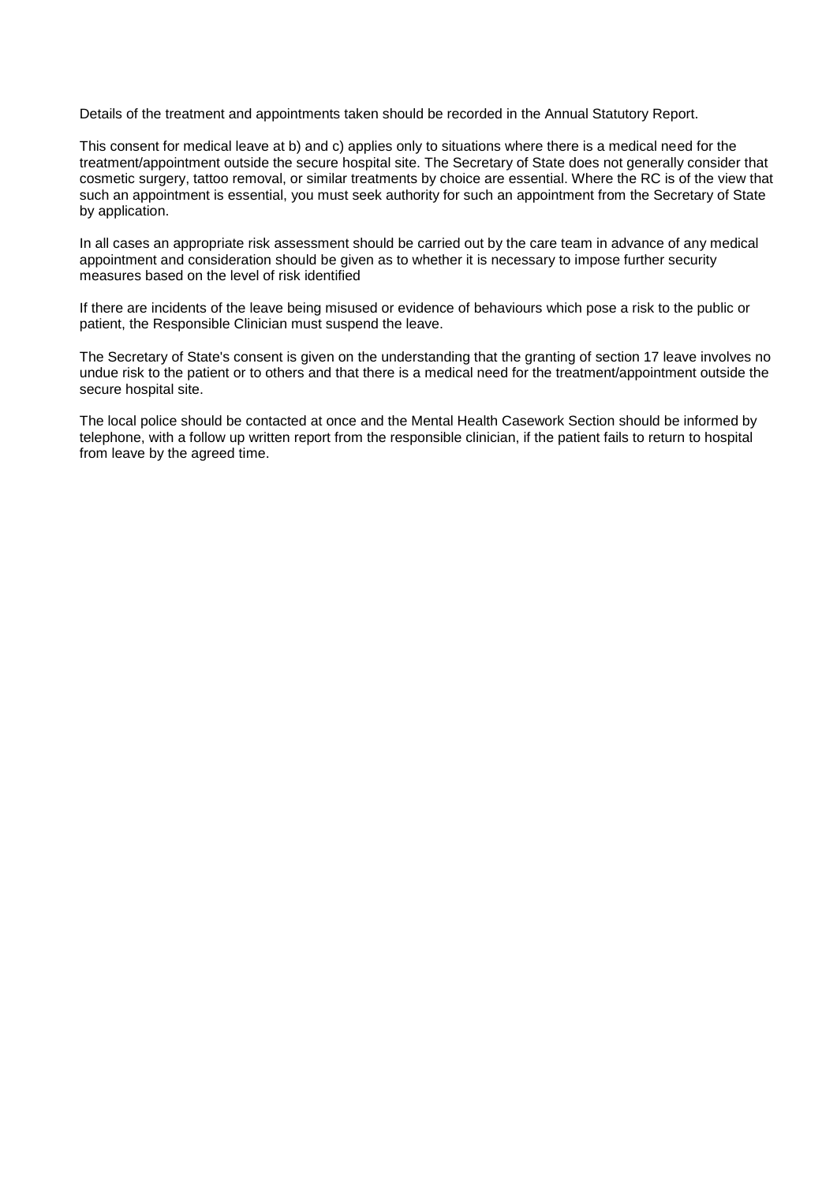Details of the treatment and appointments taken should be recorded in the Annual Statutory Report.

This consent for medical leave at b) and c) applies only to situations where there is a medical need for the treatment/appointment outside the secure hospital site. The Secretary of State does not generally consider that cosmetic surgery, tattoo removal, or similar treatments by choice are essential. Where the RC is of the view that such an appointment is essential, you must seek authority for such an appointment from the Secretary of State by application.

In all cases an appropriate risk assessment should be carried out by the care team in advance of any medical appointment and consideration should be given as to whether it is necessary to impose further security measures based on the level of risk identified

If there are incidents of the leave being misused or evidence of behaviours which pose a risk to the public or patient, the Responsible Clinician must suspend the leave.

The Secretary of State's consent is given on the understanding that the granting of section 17 leave involves no undue risk to the patient or to others and that there is a medical need for the treatment/appointment outside the secure hospital site.

The local police should be contacted at once and the Mental Health Casework Section should be informed by telephone, with a follow up written report from the responsible clinician, if the patient fails to return to hospital from leave by the agreed time.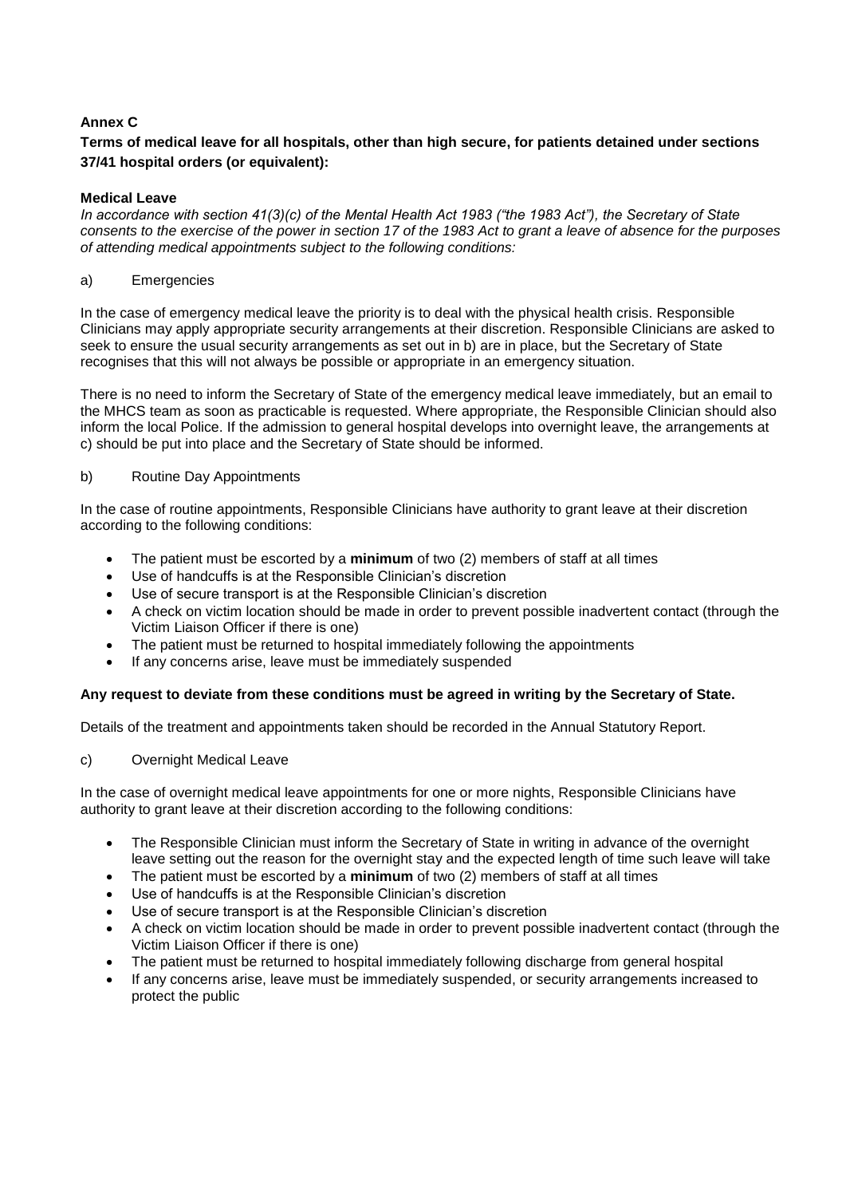**Annex C**

**Terms of medical leave for all hospitals, other than high secure, for patients detained under sections 37/41 hospital orders (or equivalent):**

**Medical Leave**

*In accordance with section 41(3)(c) of the Mental Health Act 1983 ("the 1983 Act"), the Secretary of State consents to the exercise of the power in section 17 of the 1983 Act to grant a leave of absence for the purposes of attending medical appointments subject to the following conditions:*

a) Emergencies

In the case of emergency medical leave the priority is to deal with the physical health crisis. Responsible Clinicians may apply appropriate security arrangements at their discretion. Responsible Clinicians are asked to seek to ensure the usual security arrangements as set out in b) are in place, but the Secretary of State recognises that this will not always be possible or appropriate in an emergency situation.

There is no need to inform the Secretary of State of the emergency medical leave immediately, but an email to the MHCS team as soon as practicable is requested. Where appropriate, the Responsible Clinician should also inform the local Police. If the admission to general hospital develops into overnight leave, the arrangements at c) should be put into place and the Secretary of State should be informed.

b) Routine Day Appointments

In the case of routine appointments, Responsible Clinicians have authority to grant leave at their discretion according to the following conditions:

- The patient must be escorted by a **minimum** of two (2) members of staff at all times
- Use of handcuffs is at the Responsible Clinician's discretion
- Use of secure transport is at the Responsible Clinician's discretion
- A check on victim location should be made in order to prevent possible inadvertent contact (through the Victim Liaison Officer if there is one)
- The patient must be returned to hospital immediately following the appointments
- If any concerns arise, leave must be immediately suspended

**Any request to deviate from these conditions must be agreed in writing by the Secretary of State.**

Details of the treatment and appointments taken should be recorded in the Annual Statutory Report.

c) Overnight Medical Leave

In the case of overnight medical leave appointments for one or more nights, Responsible Clinicians have authority to grant leave at their discretion according to the following conditions:

- The Responsible Clinician must inform the Secretary of State in writing in advance of the overnight leave setting out the reason for the overnight stay and the expected length of time such leave will take
- The patient must be escorted by a **minimum** of two (2) members of staff at all times
- Use of handcuffs is at the Responsible Clinician's discretion
- Use of secure transport is at the Responsible Clinician's discretion
- A check on victim location should be made in order to prevent possible inadvertent contact (through the Victim Liaison Officer if there is one)
- The patient must be returned to hospital immediately following discharge from general hospital
- If any concerns arise, leave must be immediately suspended, or security arrangements increased to protect the public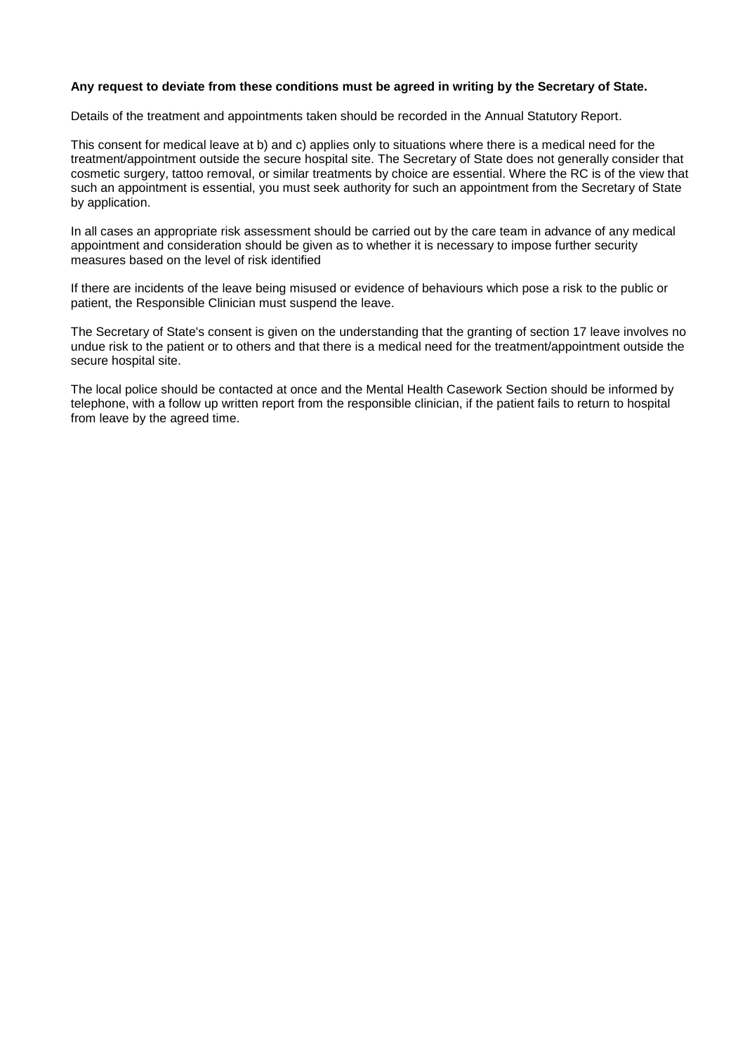**Any request to deviate from these conditions must be agreed in writing by the Secretary of State.**

Details of the treatment and appointments taken should be recorded in the Annual Statutory Report.

This consent for medical leave at b) and c) applies only to situations where there is a medical need for the treatment/appointment outside the secure hospital site. The Secretary of State does not generally consider that cosmetic surgery, tattoo removal, or similar treatments by choice are essential. Where the RC is of the view that such an appointment is essential, you must seek authority for such an appointment from the Secretary of State by application.

In all cases an appropriate risk assessment should be carried out by the care team in advance of any medical appointment and consideration should be given as to whether it is necessary to impose further security measures based on the level of risk identified

If there are incidents of the leave being misused or evidence of behaviours which pose a risk to the public or patient, the Responsible Clinician must suspend the leave.

The Secretary of State's consent is given on the understanding that the granting of section 17 leave involves no undue risk to the patient or to others and that there is a medical need for the treatment/appointment outside the secure hospital site.

The local police should be contacted at once and the Mental Health Casework Section should be informed by telephone, with a follow up written report from the responsible clinician, if the patient fails to return to hospital from leave by the agreed time.